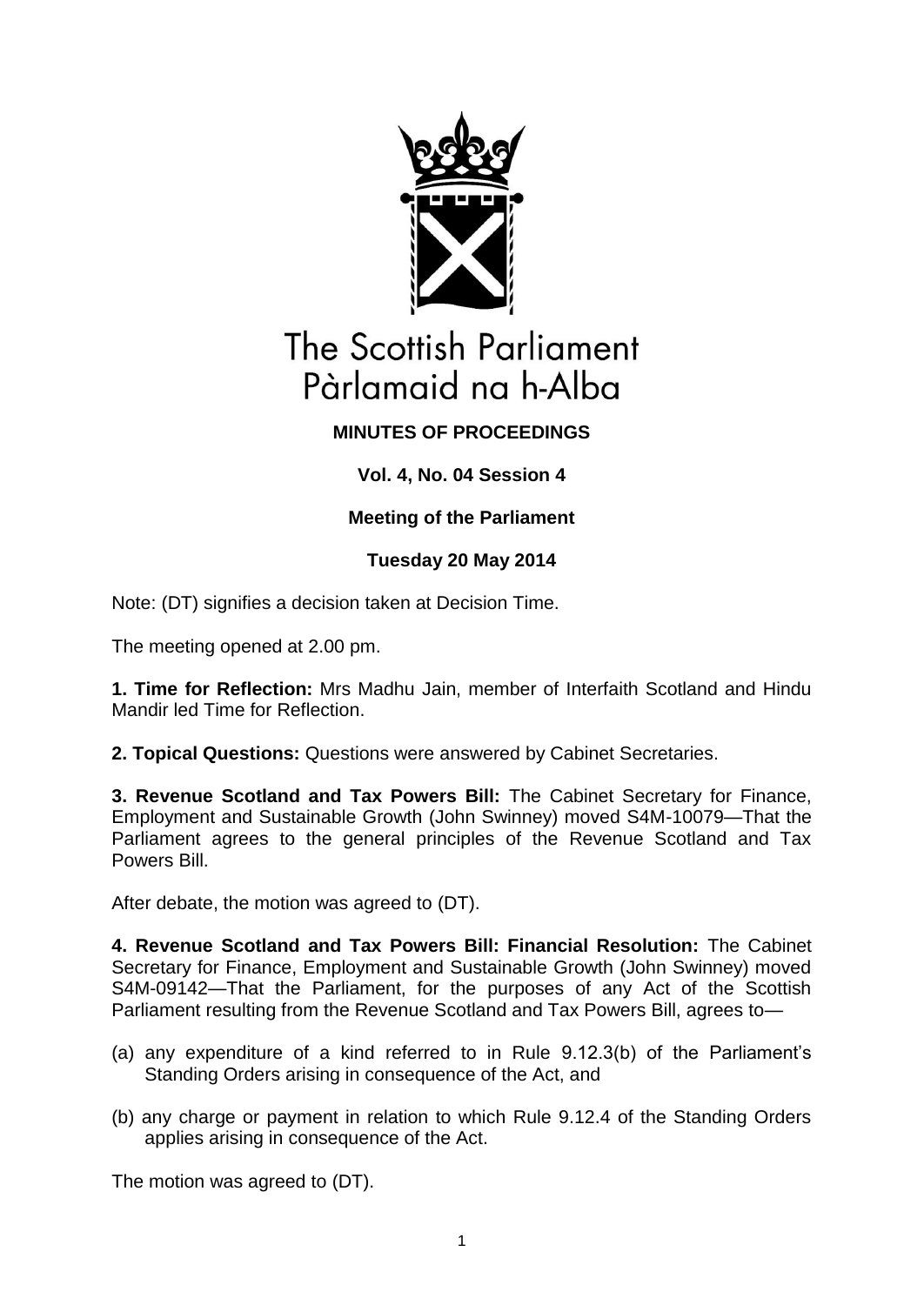# The Scottish Parliament
# Pàrlamaid na h-Alba

**MINUTES OF PROCEEDINGS**

**Vol. 4, No. 04 Session 4**

**Meeting of the Parliament**

**Tuesday 20 May 2014**

Note: (DT) signifies a decision taken at Decision Time.

The meeting opened at 2.00 pm.

**1. Time for Reflection:** Mrs Madhu Jain, member of Interfaith Scotland and Hindu Mandir led Time for Reflection.

**2. Topical Questions:** Questions were answered by Cabinet Secretaries.

**3. Revenue Scotland and Tax Powers Bill:** The Cabinet Secretary for Finance, Employment and Sustainable Growth (John Swinney) moved S4M-10079—That the Parliament agrees to the general principles of the Revenue Scotland and Tax Powers Bill.

After debate, the motion was agreed to (DT).

**4. Revenue Scotland and Tax Powers Bill: Financial Resolution:** The Cabinet Secretary for Finance, Employment and Sustainable Growth (John Swinney) moved S4M-09142—That the Parliament, for the purposes of any Act of the Scottish Parliament resulting from the Revenue Scotland and Tax Powers Bill, agrees to—

(a) any expenditure of a kind referred to in Rule 9.12.3(b) of the Parliament's Standing Orders arising in consequence of the Act, and

(b) any charge or payment in relation to which Rule 9.12.4 of the Standing Orders applies arising in consequence of the Act.

The motion was agreed to (DT).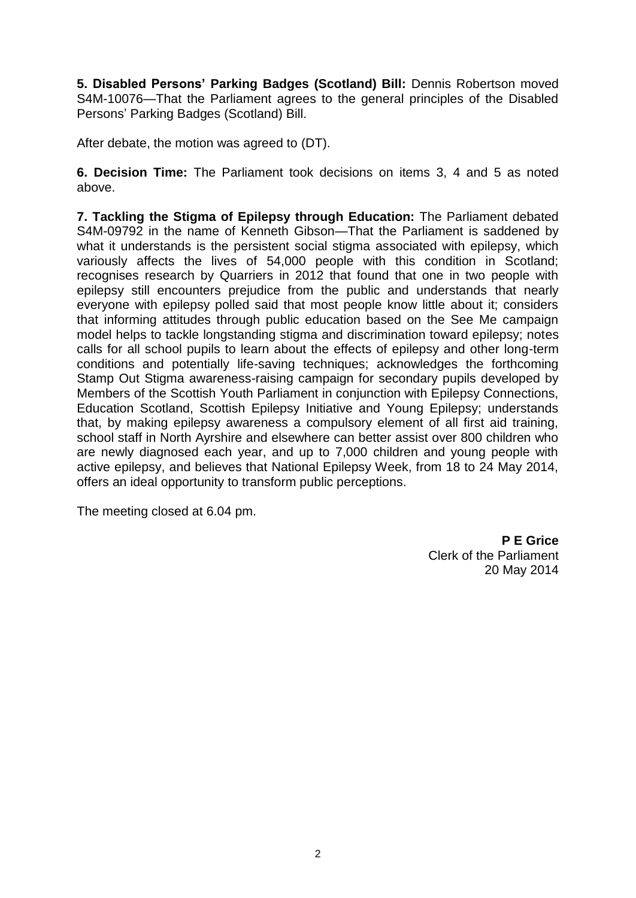**5. Disabled Persons' Parking Badges (Scotland) Bill:** Dennis Robertson moved S4M-10076—That the Parliament agrees to the general principles of the Disabled Persons' Parking Badges (Scotland) Bill.

After debate, the motion was agreed to (DT).

**6. Decision Time:** The Parliament took decisions on items 3, 4 and 5 as noted above.

**7. Tackling the Stigma of Epilepsy through Education:** The Parliament debated S4M-09792 in the name of Kenneth Gibson—That the Parliament is saddened by what it understands is the persistent social stigma associated with epilepsy, which variously affects the lives of 54,000 people with this condition in Scotland; recognises research by Quarriers in 2012 that found that one in two people with epilepsy still encounters prejudice from the public and understands that nearly everyone with epilepsy polled said that most people know little about it; considers that informing attitudes through public education based on the See Me campaign model helps to tackle longstanding stigma and discrimination toward epilepsy; notes calls for all school pupils to learn about the effects of epilepsy and other long-term conditions and potentially life-saving techniques; acknowledges the forthcoming Stamp Out Stigma awareness-raising campaign for secondary pupils developed by Members of the Scottish Youth Parliament in conjunction with Epilepsy Connections, Education Scotland, Scottish Epilepsy Initiative and Young Epilepsy; understands that, by making epilepsy awareness a compulsory element of all first aid training, school staff in North Ayrshire and elsewhere can better assist over 800 children who are newly diagnosed each year, and up to 7,000 children and young people with active epilepsy, and believes that National Epilepsy Week, from 18 to 24 May 2014, offers an ideal opportunity to transform public perceptions.

The meeting closed at 6.04 pm.

**P E Grice**
Clerk of the Parliament
20 May 2014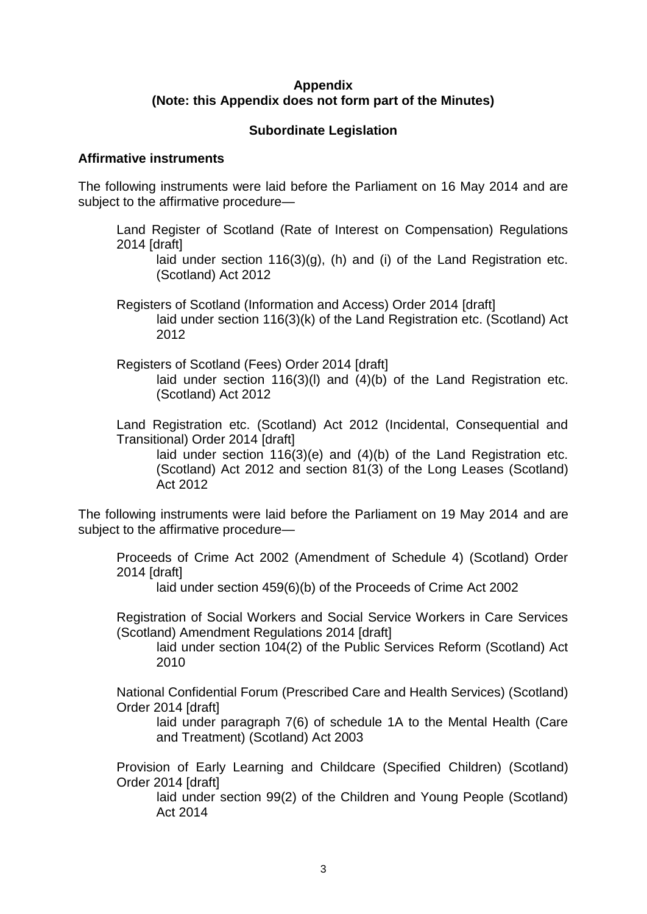**Appendix**
**(Note: this Appendix does not form part of the Minutes)**

**Subordinate Legislation**

**Affirmative instruments**

The following instruments were laid before the Parliament on 16 May 2014 and are subject to the affirmative procedure—

Land Register of Scotland (Rate of Interest on Compensation) Regulations 2014 [draft]
laid under section 116(3)(g), (h) and (i) of the Land Registration etc. (Scotland) Act 2012

Registers of Scotland (Information and Access) Order 2014 [draft]
laid under section 116(3)(k) of the Land Registration etc. (Scotland) Act 2012

Registers of Scotland (Fees) Order 2014 [draft]
laid under section 116(3)(l) and (4)(b) of the Land Registration etc. (Scotland) Act 2012

Land Registration etc. (Scotland) Act 2012 (Incidental, Consequential and Transitional) Order 2014 [draft]
laid under section 116(3)(e) and (4)(b) of the Land Registration etc. (Scotland) Act 2012 and section 81(3) of the Long Leases (Scotland) Act 2012

The following instruments were laid before the Parliament on 19 May 2014 and are subject to the affirmative procedure—

Proceeds of Crime Act 2002 (Amendment of Schedule 4) (Scotland) Order 2014 [draft]
laid under section 459(6)(b) of the Proceeds of Crime Act 2002

Registration of Social Workers and Social Service Workers in Care Services (Scotland) Amendment Regulations 2014 [draft]
laid under section 104(2) of the Public Services Reform (Scotland) Act 2010

National Confidential Forum (Prescribed Care and Health Services) (Scotland) Order 2014 [draft]
laid under paragraph 7(6) of schedule 1A to the Mental Health (Care and Treatment) (Scotland) Act 2003

Provision of Early Learning and Childcare (Specified Children) (Scotland) Order 2014 [draft]
laid under section 99(2) of the Children and Young People (Scotland) Act 2014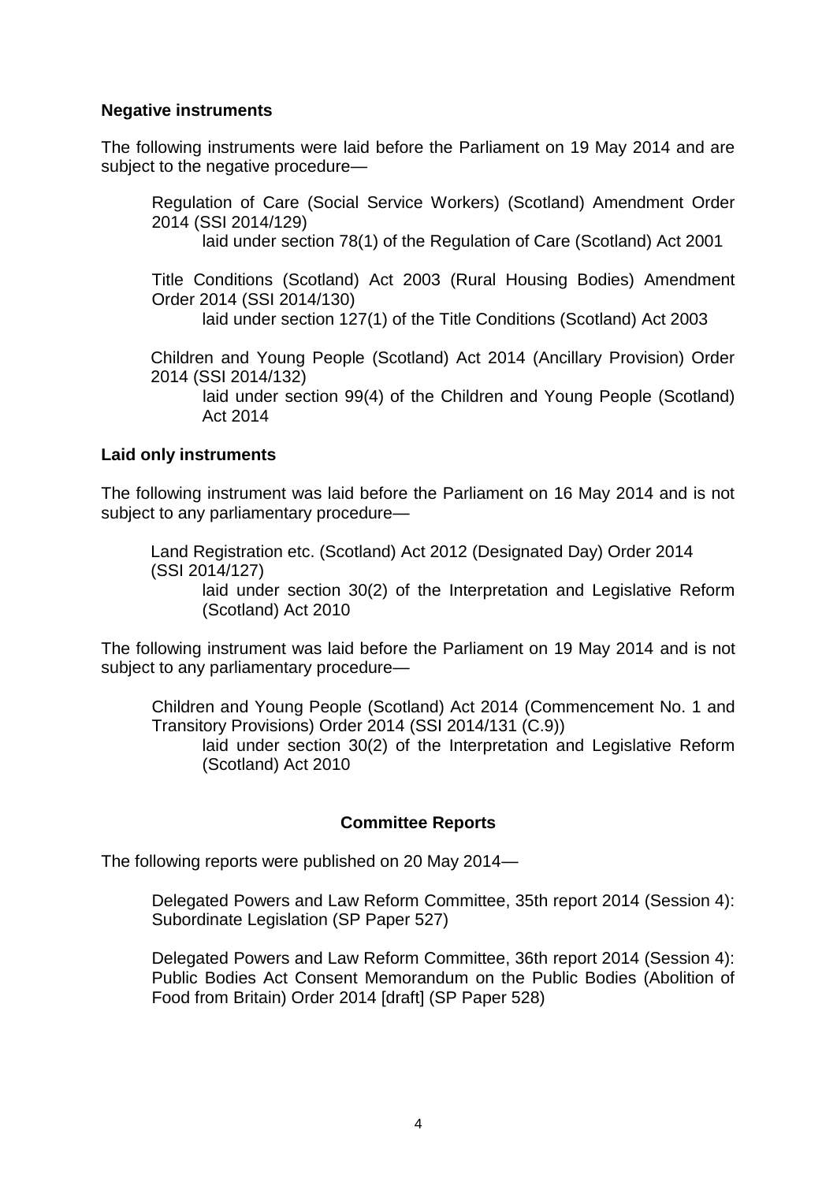### Negative instruments

The following instruments were laid before the Parliament on 19 May 2014 and are subject to the negative procedure—

Regulation of Care (Social Service Workers) (Scotland) Amendment Order 2014 (SSI 2014/129)
laid under section 78(1) of the Regulation of Care (Scotland) Act 2001

Title Conditions (Scotland) Act 2003 (Rural Housing Bodies) Amendment Order 2014 (SSI 2014/130)
laid under section 127(1) of the Title Conditions (Scotland) Act 2003

Children and Young People (Scotland) Act 2014 (Ancillary Provision) Order 2014 (SSI 2014/132)
laid under section 99(4) of the Children and Young People (Scotland) Act 2014

### Laid only instruments

The following instrument was laid before the Parliament on 16 May 2014 and is not subject to any parliamentary procedure—

Land Registration etc. (Scotland) Act 2012 (Designated Day) Order 2014 (SSI 2014/127)
laid under section 30(2) of the Interpretation and Legislative Reform (Scotland) Act 2010

The following instrument was laid before the Parliament on 19 May 2014 and is not subject to any parliamentary procedure—

Children and Young People (Scotland) Act 2014 (Commencement No. 1 and Transitory Provisions) Order 2014 (SSI 2014/131 (C.9))
laid under section 30(2) of the Interpretation and Legislative Reform (Scotland) Act 2010

## Committee Reports

The following reports were published on 20 May 2014—

Delegated Powers and Law Reform Committee, 35th report 2014 (Session 4): Subordinate Legislation (SP Paper 527)

Delegated Powers and Law Reform Committee, 36th report 2014 (Session 4): Public Bodies Act Consent Memorandum on the Public Bodies (Abolition of Food from Britain) Order 2014 [draft] (SP Paper 528)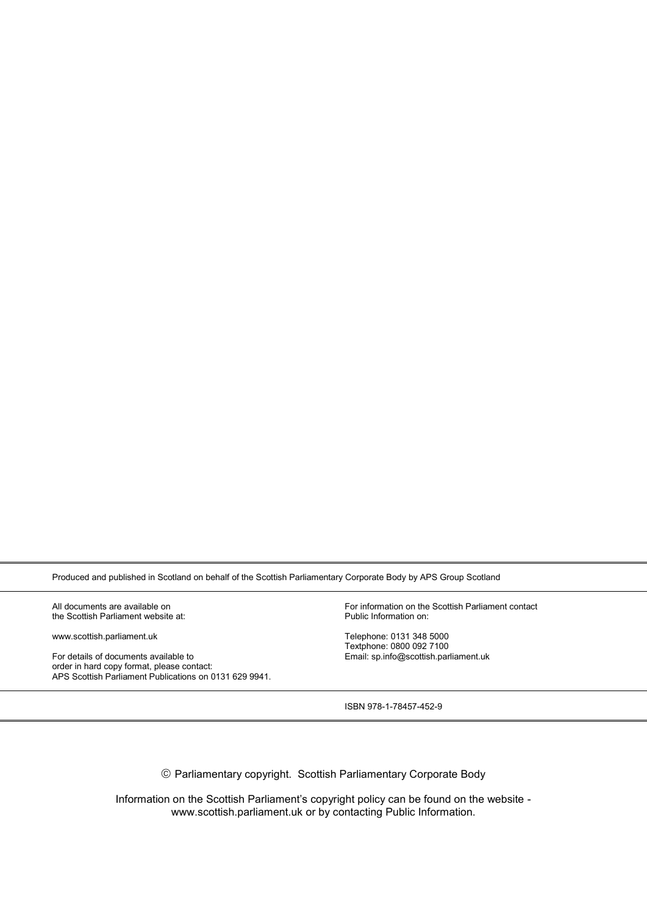Produced and published in Scotland on behalf of the Scottish Parliamentary Corporate Body by APS Group Scotland

All documents are available on the Scottish Parliament website at:

www.scottish.parliament.uk

For details of documents available to order in hard copy format, please contact:
APS Scottish Parliament Publications on 0131 629 9941.

For information on the Scottish Parliament contact Public Information on:

Telephone: 0131 348 5000
Textphone: 0800 092 7100
Email: sp.info@scottish.parliament.uk

ISBN 978-1-78457-452-9

© Parliamentary copyright. Scottish Parliamentary Corporate Body

Information on the Scottish Parliament's copyright policy can be found on the website - www.scottish.parliament.uk or by contacting Public Information.